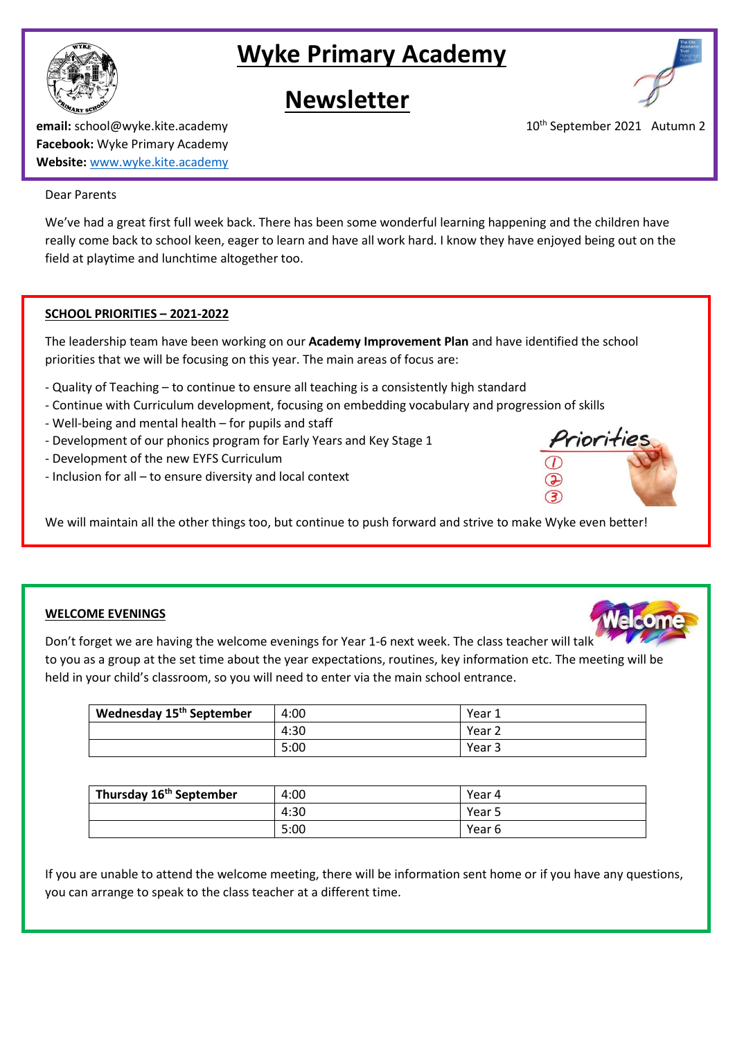# Wyke Primary Academy

# Newsletter

**email:** school@wyke.kite.academy
**Facebook:** Wyke Primary Academy
**Website:** www.wyke.kite.academy

10th September 2021 Autumn 2

Dear Parents

We've had a great first full week back. There has been some wonderful learning happening and the children have really come back to school keen, eager to learn and have all work hard. I know they have enjoyed being out on the field at playtime and lunchtime altogether too.

## SCHOOL PRIORITIES – 2021-2022

The leadership team have been working on our **Academy Improvement Plan** and have identified the school priorities that we will be focusing on this year. The main areas of focus are:

- Quality of Teaching – to continue to ensure all teaching is a consistently high standard
- Continue with Curriculum development, focusing on embedding vocabulary and progression of skills
- Well-being and mental health – for pupils and staff
- Development of our phonics program for Early Years and Key Stage 1
- Development of the new EYFS Curriculum
- Inclusion for all – to ensure diversity and local context

We will maintain all the other things too, but continue to push forward and strive to make Wyke even better!

## WELCOME EVENINGS

Don't forget we are having the welcome evenings for Year 1-6 next week. The class teacher will talk to you as a group at the set time about the year expectations, routines, key information etc. The meeting will be held in your child's classroom, so you will need to enter via the main school entrance.

| Wednesday 15th September | 4:00 | Year 1 |
|---|---|---|
| | 4:30 | Year 2 |
| | 5:00 | Year 3 |

| Thursday 16th September | 4:00 | Year 4 |
|---|---|---|
| | 4:30 | Year 5 |
| | 5:00 | Year 6 |

If you are unable to attend the welcome meeting, there will be information sent home or if you have any questions, you can arrange to speak to the class teacher at a different time.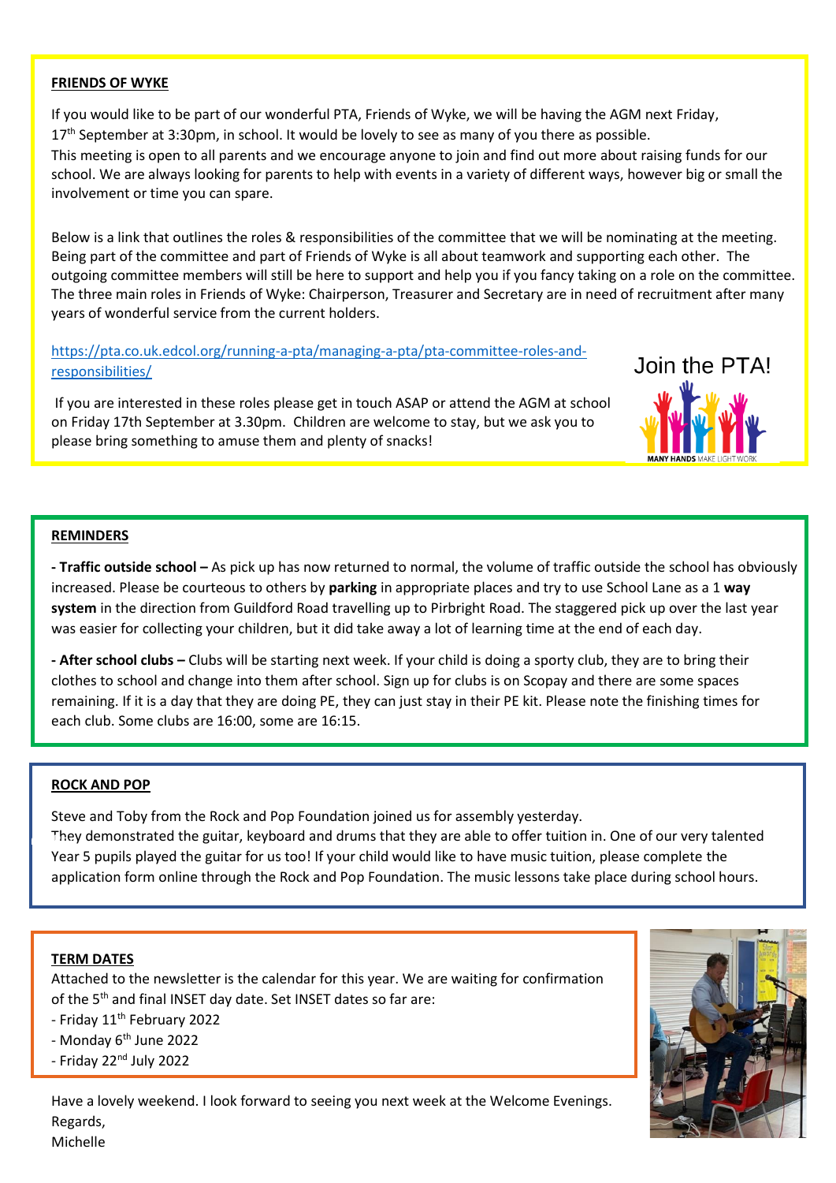## FRIENDS OF WYKE

If you would like to be part of our wonderful PTA, Friends of Wyke, we will be having the AGM next Friday, 17th September at 3:30pm, in school. It would be lovely to see as many of you there as possible.
This meeting is open to all parents and we encourage anyone to join and find out more about raising funds for our school. We are always looking for parents to help with events in a variety of different ways, however big or small the involvement or time you can spare.

Below is a link that outlines the roles & responsibilities of the committee that we will be nominating at the meeting. Being part of the committee and part of Friends of Wyke is all about teamwork and supporting each other. The outgoing committee members will still be here to support and help you if you fancy taking on a role on the committee. The three main roles in Friends of Wyke: Chairperson, Treasurer and Secretary are in need of recruitment after many years of wonderful service from the current holders.

https://pta.co.uk.edcol.org/running-a-pta/managing-a-pta/pta-committee-roles-and-responsibilities/

If you are interested in these roles please get in touch ASAP or attend the AGM at school on Friday 17th September at 3.30pm. Children are welcome to stay, but we ask you to please bring something to amuse them and plenty of snacks!

Join the PTA!

MANY HANDS MAKE LIGHT WORK

## REMINDERS

**- Traffic outside school –** As pick up has now returned to normal, the volume of traffic outside the school has obviously increased. Please be courteous to others by **parking** in appropriate places and try to use School Lane as a 1 **way system** in the direction from Guildford Road travelling up to Pirbright Road. The staggered pick up over the last year was easier for collecting your children, but it did take away a lot of learning time at the end of each day.

**- After school clubs –** Clubs will be starting next week. If your child is doing a sporty club, they are to bring their clothes to school and change into them after school. Sign up for clubs is on Scopay and there are some spaces remaining. If it is a day that they are doing PE, they can just stay in their PE kit. Please note the finishing times for each club. Some clubs are 16:00, some are 16:15.

## ROCK AND POP

Steve and Toby from the Rock and Pop Foundation joined us for assembly yesterday.
They demonstrated the guitar, keyboard and drums that they are able to offer tuition in. One of our very talented Year 5 pupils played the guitar for us too! If your child would like to have music tuition, please complete the application form online through the Rock and Pop Foundation. The music lessons take place during school hours.

## TERM DATES

Attached to the newsletter is the calendar for this year. We are waiting for confirmation of the 5th and final INSET day date. Set INSET dates so far are:

- Friday 11th February 2022
- Monday 6th June 2022
- Friday 22nd July 2022

Have a lovely weekend. I look forward to seeing you next week at the Welcome Evenings.
Regards,
Michelle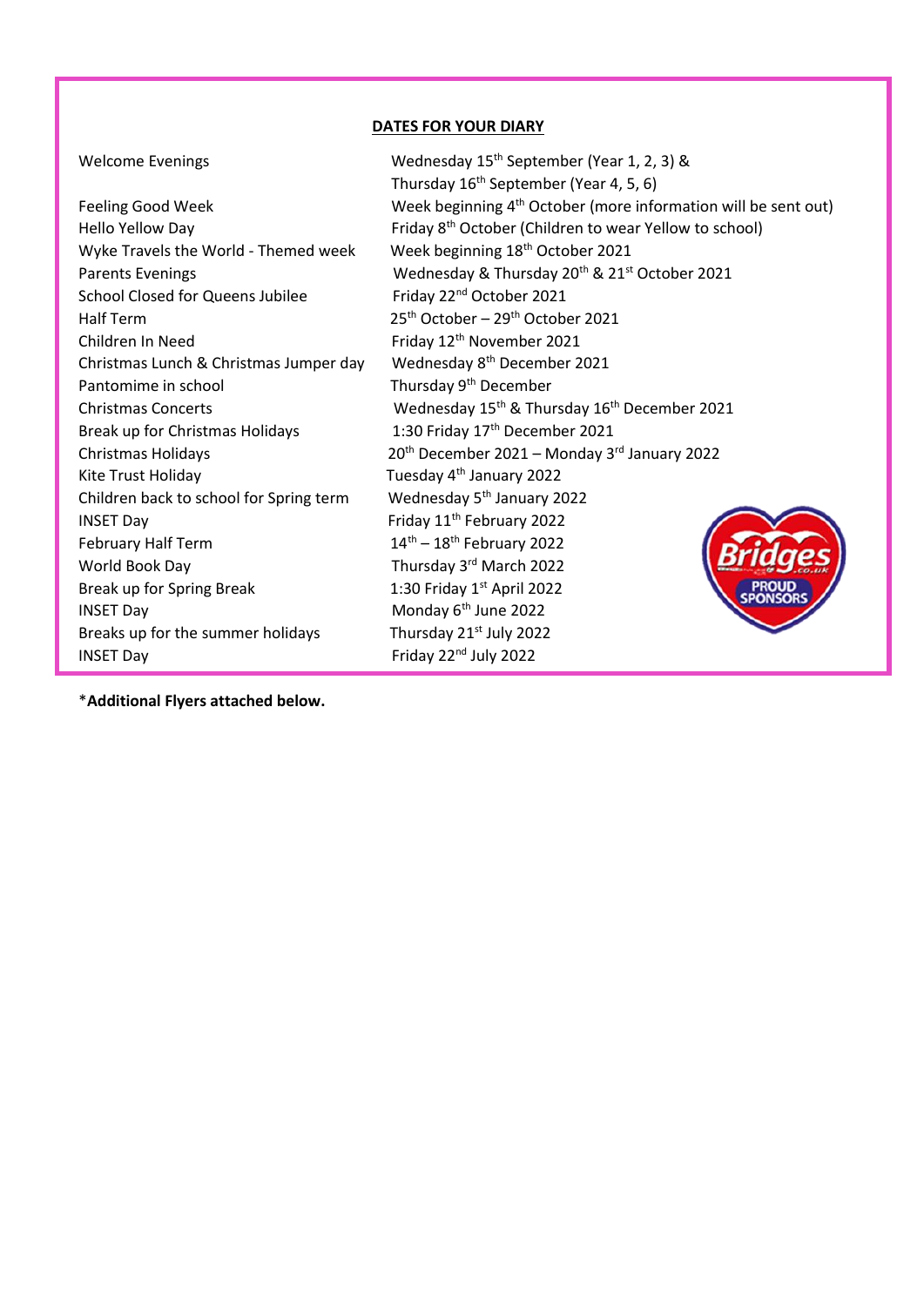## DATES FOR YOUR DIARY

| | |
|---|---|
| Welcome Evenings | Wednesday 15th September (Year 1, 2, 3) & Thursday 16th September (Year 4, 5, 6) |
| Feeling Good Week | Week beginning 4th October (more information will be sent out) |
| Hello Yellow Day | Friday 8th October (Children to wear Yellow to school) |
| Wyke Travels the World - Themed week | Week beginning 18th October 2021 |
| Parents Evenings | Wednesday & Thursday 20th & 21st October 2021 |
| School Closed for Queens Jubilee | Friday 22nd October 2021 |
| Half Term | 25th October – 29th October 2021 |
| Children In Need | Friday 12th November 2021 |
| Christmas Lunch & Christmas Jumper day | Wednesday 8th December 2021 |
| Pantomime in school | Thursday 9th December |
| Christmas Concerts | Wednesday 15th & Thursday 16th December 2021 |
| Break up for Christmas Holidays | 1:30 Friday 17th December 2021 |
| Christmas Holidays | 20th December 2021 – Monday 3rd January 2022 |
| Kite Trust Holiday | Tuesday 4th January 2022 |
| Children back to school for Spring term | Wednesday 5th January 2022 |
| INSET Day | Friday 11th February 2022 |
| February Half Term | 14th – 18th February 2022 |
| World Book Day | Thursday 3rd March 2022 |
| Break up for Spring Break | 1:30 Friday 1st April 2022 |
| INSET Day | Monday 6th June 2022 |
| Breaks up for the summer holidays | Thursday 21st July 2022 |
| INSET Day | Friday 22nd July 2022 |

Bridges.co.uk PROUD SPONSORS

***Additional Flyers attached below.**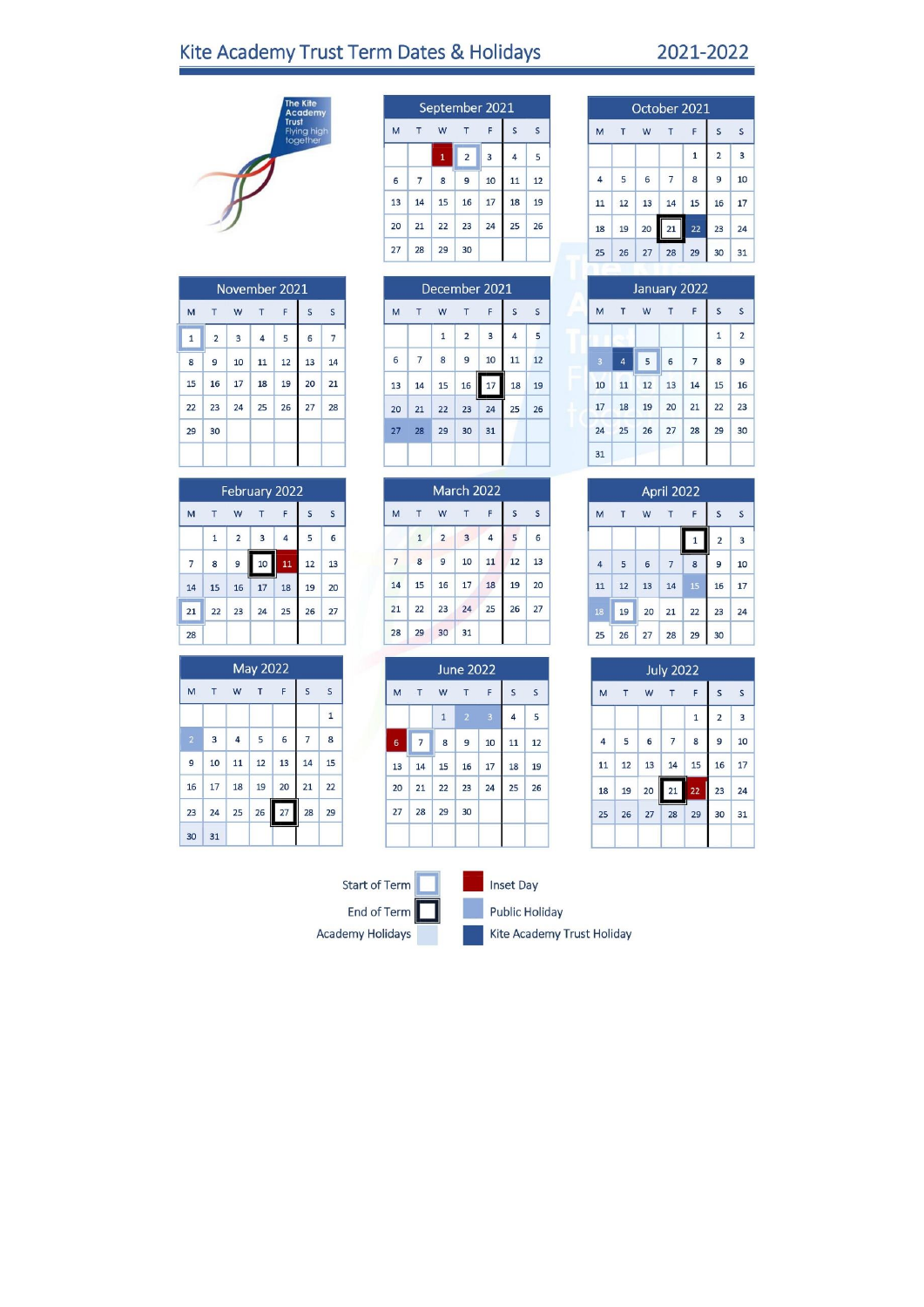# Kite Academy Trust Term Dates & Holidays 2021-2022

The Kite Academy Trust Flying high together

**September 2021**

| M | T | W | T | F | S | S |
|---|---|---|---|---|---|---|
| | | 1 | 2 | 3 | 4 | 5 |
| 6 | 7 | 8 | 9 | 10 | 11 | 12 |
| 13 | 14 | 15 | 16 | 17 | 18 | 19 |
| 20 | 21 | 22 | 23 | 24 | 25 | 26 |
| 27 | 28 | 29 | 30 | | | |

**October 2021**

| M | T | W | T | F | S | S |
|---|---|---|---|---|---|---|
| | | | | 1 | 2 | 3 |
| 4 | 5 | 6 | 7 | 8 | 9 | 10 |
| 11 | 12 | 13 | 14 | 15 | 16 | 17 |
| 18 | 19 | 20 | 21 | 22 | 23 | 24 |
| 25 | 26 | 27 | 28 | 29 | 30 | 31 |

**November 2021**

| M | T | W | T | F | S | S |
|---|---|---|---|---|---|---|
| 1 | 2 | 3 | 4 | 5 | 6 | 7 |
| 8 | 9 | 10 | 11 | 12 | 13 | 14 |
| 15 | 16 | 17 | 18 | 19 | 20 | 21 |
| 22 | 23 | 24 | 25 | 26 | 27 | 28 |
| 29 | 30 | | | | | |

**December 2021**

| M | T | W | T | F | S | S |
|---|---|---|---|---|---|---|
| | | 1 | 2 | 3 | 4 | 5 |
| 6 | 7 | 8 | 9 | 10 | 11 | 12 |
| 13 | 14 | 15 | 16 | 17 | 18 | 19 |
| 20 | 21 | 22 | 23 | 24 | 25 | 26 |
| 27 | 28 | 29 | 30 | 31 | | |

**January 2022**

| M | T | W | T | F | S | S |
|---|---|---|---|---|---|---|
| | | | | | 1 | 2 |
| 3 | 4 | 5 | 6 | 7 | 8 | 9 |
| 10 | 11 | 12 | 13 | 14 | 15 | 16 |
| 17 | 18 | 19 | 20 | 21 | 22 | 23 |
| 24 | 25 | 26 | 27 | 28 | 29 | 30 |
| 31 | | | | | | |

**February 2022**

| M | T | W | T | F | S | S |
|---|---|---|---|---|---|---|
| | 1 | 2 | 3 | 4 | 5 | 6 |
| 7 | 8 | 9 | 10 | 11 | 12 | 13 |
| 14 | 15 | 16 | 17 | 18 | 19 | 20 |
| 21 | 22 | 23 | 24 | 25 | 26 | 27 |
| 28 | | | | | | |

**March 2022**

| M | T | W | T | F | S | S |
|---|---|---|---|---|---|---|
| | 1 | 2 | 3 | 4 | 5 | 6 |
| 7 | 8 | 9 | 10 | 11 | 12 | 13 |
| 14 | 15 | 16 | 17 | 18 | 19 | 20 |
| 21 | 22 | 23 | 24 | 25 | 26 | 27 |
| 28 | 29 | 30 | 31 | | | |

**April 2022**

| M | T | W | T | F | S | S |
|---|---|---|---|---|---|---|
| | | | | 1 | 2 | 3 |
| 4 | 5 | 6 | 7 | 8 | 9 | 10 |
| 11 | 12 | 13 | 14 | 15 | 16 | 17 |
| 18 | 19 | 20 | 21 | 22 | 23 | 24 |
| 25 | 26 | 27 | 28 | 29 | 30 | |

**May 2022**

| M | T | W | T | F | S | S |
|---|---|---|---|---|---|---|
| | | | | | | 1 |
| 2 | 3 | 4 | 5 | 6 | 7 | 8 |
| 9 | 10 | 11 | 12 | 13 | 14 | 15 |
| 16 | 17 | 18 | 19 | 20 | 21 | 22 |
| 23 | 24 | 25 | 26 | 27 | 28 | 29 |
| 30 | 31 | | | | | |

**June 2022**

| M | T | W | T | F | S | S |
|---|---|---|---|---|---|---|
| | | 1 | 2 | 3 | 4 | 5 |
| 6 | 7 | 8 | 9 | 10 | 11 | 12 |
| 13 | 14 | 15 | 16 | 17 | 18 | 19 |
| 20 | 21 | 22 | 23 | 24 | 25 | 26 |
| 27 | 28 | 29 | 30 | | | |

**July 2022**

| M | T | W | T | F | S | S |
|---|---|---|---|---|---|---|
| | | | | 1 | 2 | 3 |
| 4 | 5 | 6 | 7 | 8 | 9 | 10 |
| 11 | 12 | 13 | 14 | 15 | 16 | 17 |
| 18 | 19 | 20 | 21 | 22 | 23 | 24 |
| 25 | 26 | 27 | 28 | 29 | 30 | 31 |

**Key:**

- Start of Term
- End of Term
- Academy Holidays
- Inset Day
- Public Holiday
- Kite Academy Trust Holiday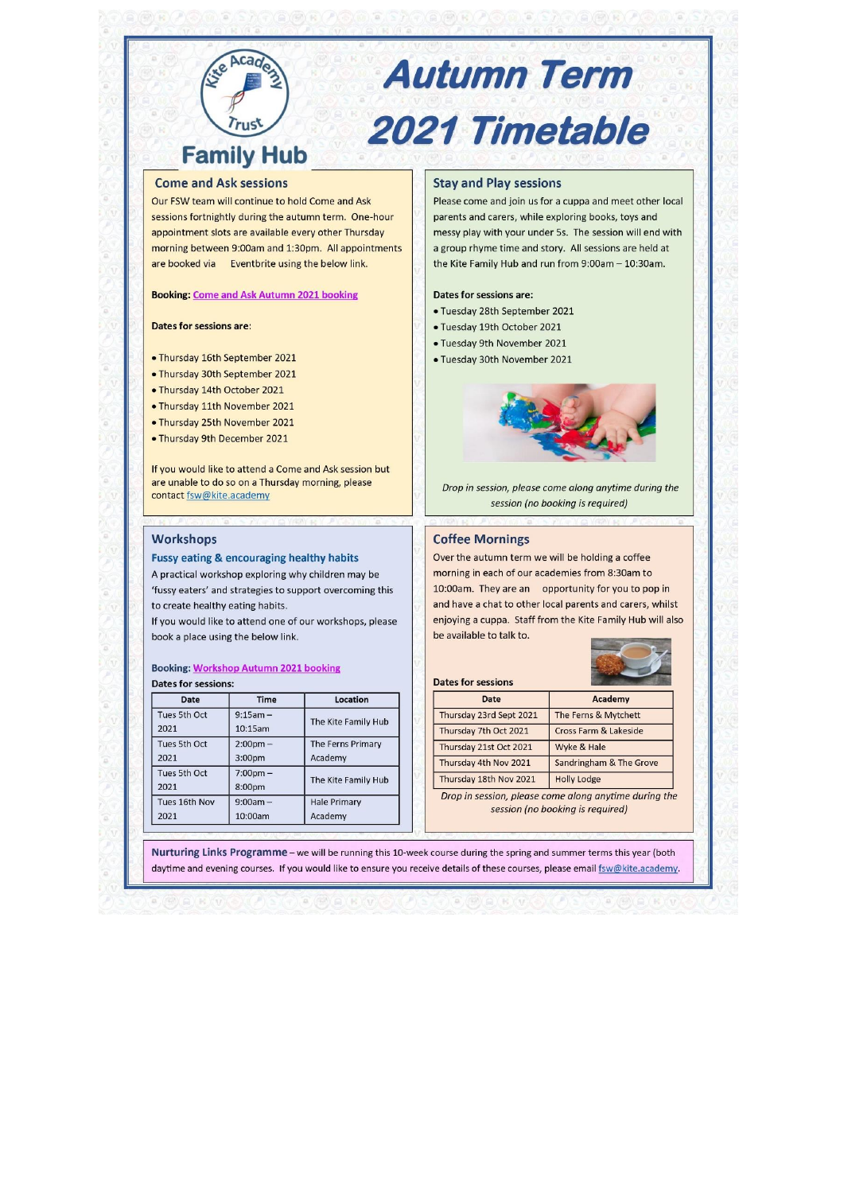Kite Academy Trust

# Family Hub

# Autumn Term 2021 Timetable

## Come and Ask sessions

Our FSW team will continue to hold Come and Ask sessions fortnightly during the autumn term. One-hour appointment slots are available every other Thursday morning between 9:00am and 1:30pm. All appointments are booked via Eventbrite using the below link.

**Booking:** Come and Ask Autumn 2021 booking

**Dates for sessions are:**

- Thursday 16th September 2021
- Thursday 30th September 2021
- Thursday 14th October 2021
- Thursday 11th November 2021
- Thursday 25th November 2021
- Thursday 9th December 2021

If you would like to attend a Come and Ask session but are unable to do so on a Thursday morning, please contact fsw@kite.academy

## Stay and Play sessions

Please come and join us for a cuppa and meet other local parents and carers, while exploring books, toys and messy play with your under 5s. The session will end with a group rhyme time and story. All sessions are held at the Kite Family Hub and run from 9:00am – 10:30am.

**Dates for sessions are:**

- Tuesday 28th September 2021
- Tuesday 19th October 2021
- Tuesday 9th November 2021
- Tuesday 30th November 2021

*Drop in session, please come along anytime during the session (no booking is required)*

## Workshops

### Fussy eating & encouraging healthy habits

A practical workshop exploring why children may be 'fussy eaters' and strategies to support overcoming this to create healthy eating habits.

If you would like to attend one of our workshops, please book a place using the below link.

**Booking:** Workshop Autumn 2021 booking

**Dates for sessions:**

| Date | Time | Location |
|---|---|---|
| Tues 5th Oct 2021 | 9:15am – 10:15am | The Kite Family Hub |
| Tues 5th Oct 2021 | 2:00pm – 3:00pm | The Ferns Primary Academy |
| Tues 5th Oct 2021 | 7:00pm – 8:00pm | The Kite Family Hub |
| Tues 16th Nov 2021 | 9:00am – 10:00am | Hale Primary Academy |

## Coffee Mornings

Over the autumn term we will be holding a coffee morning in each of our academies from 8:30am to 10:00am. They are an opportunity for you to pop in and have a chat to other local parents and carers, whilst enjoying a cuppa. Staff from the Kite Family Hub will also be available to talk to.

**Dates for sessions**

| Date | Academy |
|---|---|
| Thursday 23rd Sept 2021 | The Ferns & Mytchett |
| Thursday 7th Oct 2021 | Cross Farm & Lakeside |
| Thursday 21st Oct 2021 | Wyke & Hale |
| Thursday 4th Nov 2021 | Sandringham & The Grove |
| Thursday 18th Nov 2021 | Holly Lodge |

*Drop in session, please come along anytime during the session (no booking is required)*

**Nurturing Links Programme** – we will be running this 10-week course during the spring and summer terms this year (both daytime and evening courses. If you would like to ensure you receive details of these courses, please email fsw@kite.academy.